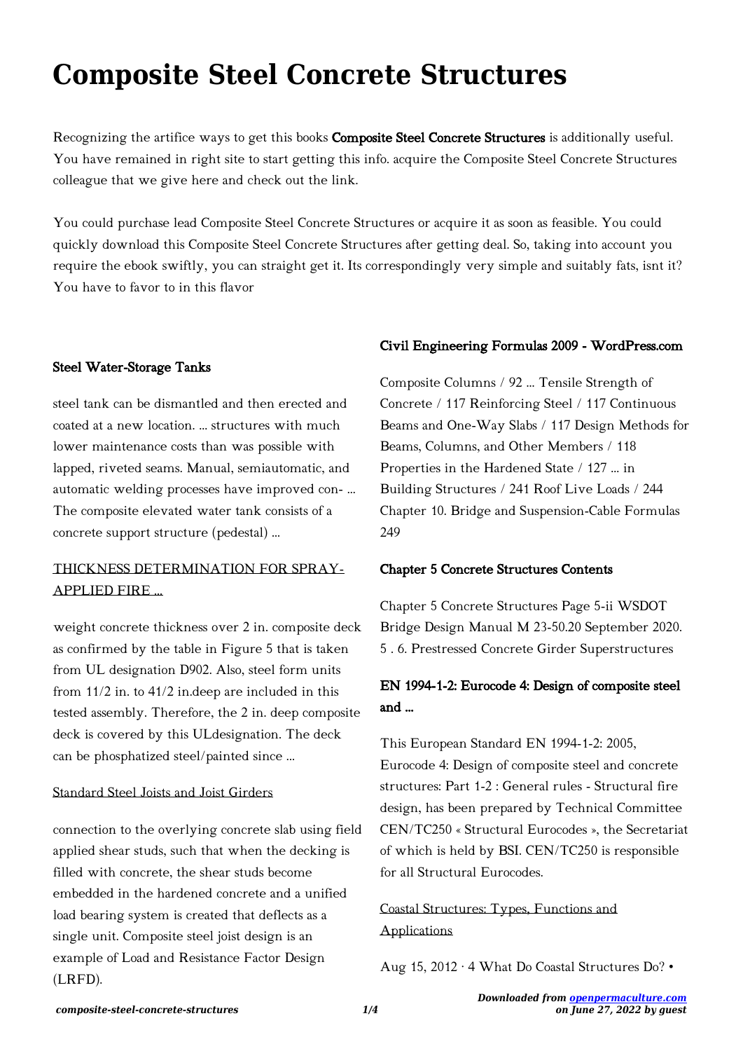# Composite Steel Concrete Structures

Recognizing the artifice ways to get this books **Composite Steel Concrete Structures** is additionally useful. You have remained in right site to start getting this info. acquire the Composite Steel Concrete Structures colleague that we give here and check out the link.

You could purchase lead Composite Steel Concrete Structures or acquire it as soon as feasible. You could quickly download this Composite Steel Concrete Structures after getting deal. So, taking into account you require the ebook swiftly, you can straight get it. Its correspondingly very simple and suitably fats, isnt it? You have to favor to in this flavor

### Steel Water-Storage Tanks

steel tank can be dismantled and then erected and coated at a new location. ... structures with much lower maintenance costs than was possible with lapped, riveted seams. Manual, semiautomatic, and automatic welding processes have improved con- ... The composite elevated water tank consists of a concrete support structure (pedestal) ...

### THICKNESS DETERMINATION FOR SPRAY-APPLIED FIRE ...

weight concrete thickness over 2 in. composite deck as confirmed by the table in Figure 5 that is taken from UL designation D902. Also, steel form units from 11/2 in. to 41/2 in.deep are included in this tested assembly. Therefore, the 2 in. deep composite deck is covered by this ULdesignation. The deck can be phosphatized steel/painted since ...

### Standard Steel Joists and Joist Girders

connection to the overlying concrete slab using field applied shear studs, such that when the decking is filled with concrete, the shear studs become embedded in the hardened concrete and a unified load bearing system is created that deflects as a single unit. Composite steel joist design is an example of Load and Resistance Factor Design (LRFD).

### Civil Engineering Formulas 2009 - WordPress.com

Composite Columns / 92 ... Tensile Strength of Concrete / 117 Reinforcing Steel / 117 Continuous Beams and One-Way Slabs / 117 Design Methods for Beams, Columns, and Other Members / 118 Properties in the Hardened State / 127 ... in Building Structures / 241 Roof Live Loads / 244 Chapter 10. Bridge and Suspension-Cable Formulas 249

### Chapter 5 Concrete Structures Contents

Chapter 5 Concrete Structures Page 5-ii WSDOT Bridge Design Manual M 23-50.20 September 2020. 5 . 6. Prestressed Concrete Girder Superstructures

### EN 1994-1-2: Eurocode 4: Design of composite steel and ...

This European Standard EN 1994-1-2: 2005, Eurocode 4: Design of composite steel and concrete structures: Part 1-2 : General rules - Structural fire design, has been prepared by Technical Committee CEN/TC250 « Structural Eurocodes », the Secretariat of which is held by BSI. CEN/TC250 is responsible for all Structural Eurocodes.

### Coastal Structures: Types, Functions and Applications

Aug 15, 2012 · 4 What Do Coastal Structures Do? •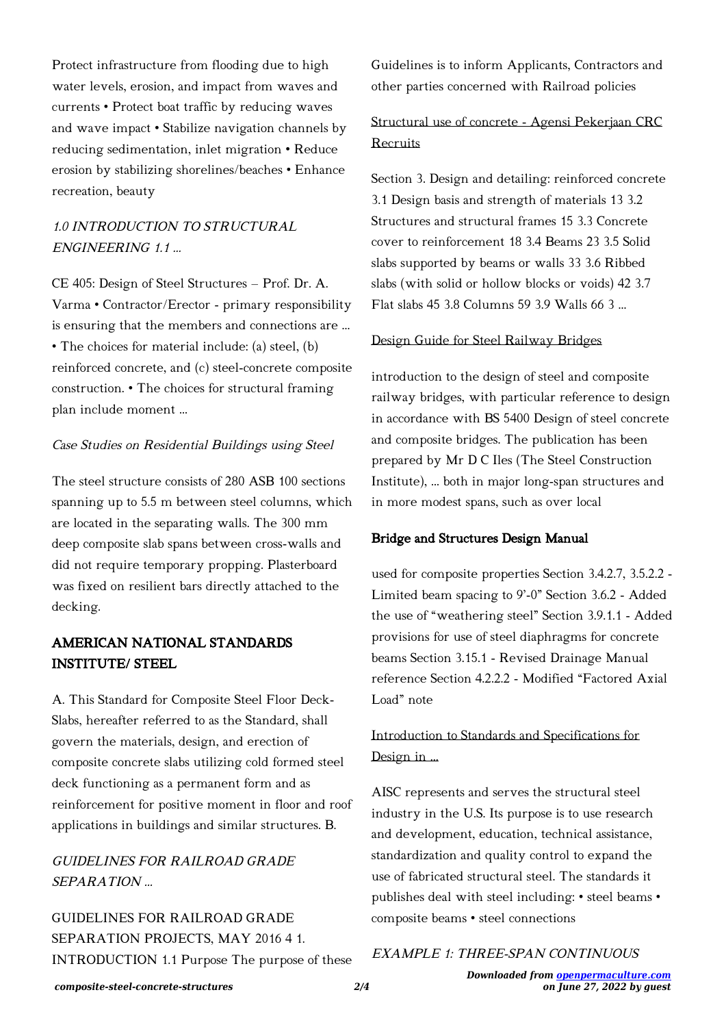Protect infrastructure from flooding due to high water levels, erosion, and impact from waves and currents • Protect boat traffic by reducing waves and wave impact • Stabilize navigation channels by reducing sedimentation, inlet migration • Reduce erosion by stabilizing shorelines/beaches • Enhance recreation, beauty

### *1.0 INTRODUCTION TO STRUCTURAL ENGINEERING 1.1 ...*

CE 405: Design of Steel Structures – Prof. Dr. A. Varma • Contractor/Erector - primary responsibility is ensuring that the members and connections are ... • The choices for material include: (a) steel, (b) reinforced concrete, and (c) steel-concrete composite construction. • The choices for structural framing plan include moment ...

### *Case Studies on Residential Buildings using Steel*

The steel structure consists of 280 ASB 100 sections spanning up to 5.5 m between steel columns, which are located in the separating walls. The 300 mm deep composite slab spans between cross-walls and did not require temporary propping. Plasterboard was fixed on resilient bars directly attached to the decking.

### **AMERICAN NATIONAL STANDARDS INSTITUTE/ STEEL**

A. This Standard for Composite Steel Floor Deck-Slabs, hereafter referred to as the Standard, shall govern the materials, design, and erection of composite concrete slabs utilizing cold formed steel deck functioning as a permanent form and as reinforcement for positive moment in floor and roof applications in buildings and similar structures. B.

### *GUIDELINES FOR RAILROAD GRADE SEPARATION ...*

GUIDELINES FOR RAILROAD GRADE SEPARATION PROJECTS, MAY 2016 4 1. INTRODUCTION 1.1 Purpose The purpose of these Guidelines is to inform Applicants, Contractors and other parties concerned with Railroad policies

### Structural use of concrete - Agensi Pekerjaan CRC Recruits

Section 3. Design and detailing: reinforced concrete 3.1 Design basis and strength of materials 13 3.2 Structures and structural frames 15 3.3 Concrete cover to reinforcement 18 3.4 Beams 23 3.5 Solid slabs supported by beams or walls 33 3.6 Ribbed slabs (with solid or hollow blocks or voids) 42 3.7 Flat slabs 45 3.8 Columns 59 3.9 Walls 66 3 ...

### Design Guide for Steel Railway Bridges

introduction to the design of steel and composite railway bridges, with particular reference to design in accordance with BS 5400 Design of steel concrete and composite bridges. The publication has been prepared by Mr D C Iles (The Steel Construction Institute), ... both in major long-span structures and in more modest spans, such as over local

### **Bridge and Structures Design Manual**

used for composite properties Section 3.4.2.7, 3.5.2.2 - Limited beam spacing to 9'-0" Section 3.6.2 - Added the use of "weathering steel" Section 3.9.1.1 - Added provisions for use of steel diaphragms for concrete beams Section 3.15.1 - Revised Drainage Manual reference Section 4.2.2.2 - Modified "Factored Axial Load" note

### Introduction to Standards and Specifications for Design in ...

AISC represents and serves the structural steel industry in the U.S. Its purpose is to use research and development, education, technical assistance, standardization and quality control to expand the use of fabricated structural steel. The standards it publishes deal with steel including: • steel beams • composite beams • steel connections

### *EXAMPLE 1: THREE-SPAN CONTINUOUS*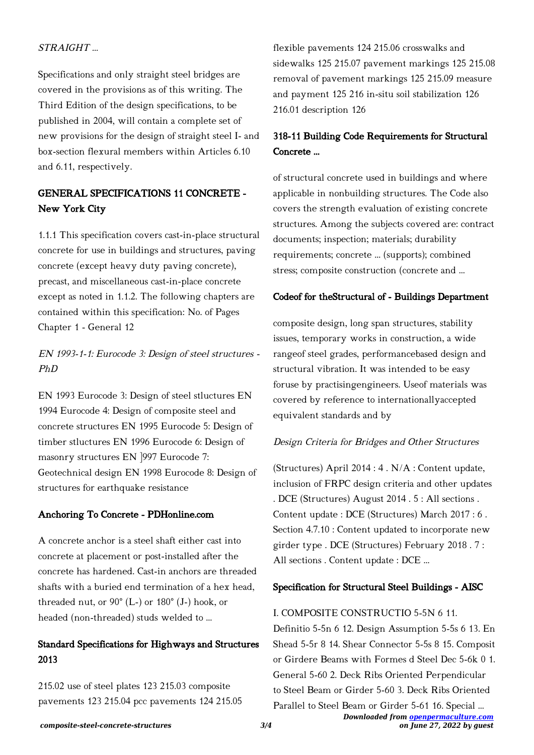*STRAIGHT ...*

Specifications and only straight steel bridges are covered in the provisions as of this writing. The Third Edition of the design specifications, to be published in 2004, will contain a complete set of new provisions for the design of straight steel I- and box-section flexural members within Articles 6.10 and 6.11, respectively.

## GENERAL SPECIFICATIONS 11 CONCRETE - New York City

1.1.1 This specification covers cast-in-place structural concrete for use in buildings and structures, paving concrete (except heavy duty paving concrete), precast, and miscellaneous cast-in-place concrete except as noted in 1.1.2. The following chapters are contained within this specification: No. of Pages Chapter 1 - General 12

### *EN 1993-1-1: Eurocode 3: Design of steel structures - PhD*

EN 1993 Eurocode 3: Design of steel stluctures EN 1994 Eurocode 4: Design of composite steel and concrete structures EN 1995 Eurocode 5: Design of timber stluctures EN 1996 Eurocode 6: Design of masonry structures EN ]997 Eurocode 7: Geotechnical design EN 1998 Eurocode 8: Design of structures for earthquake resistance

## Anchoring To Concrete - PDHonline.com

A concrete anchor is a steel shaft either cast into concrete at placement or post-installed after the concrete has hardened. Cast-in anchors are threaded shafts with a buried end termination of a hex head, threaded nut, or 90° (L-) or 180° (J-) hook, or headed (non-threaded) studs welded to ...

## Standard Specifications for Highways and Structures 2013

215.02 use of steel plates 123 215.03 composite pavements 123 215.04 pcc pavements 124 215.05 flexible pavements 124 215.06 crosswalks and sidewalks 125 215.07 pavement markings 125 215.08 removal of pavement markings 125 215.09 measure and payment 125 216 in-situ soil stabilization 126 216.01 description 126

## 318-11 Building Code Requirements for Structural Concrete ...

of structural concrete used in buildings and where applicable in nonbuilding structures. The Code also covers the strength evaluation of existing concrete structures. Among the subjects covered are: contract documents; inspection; materials; durability requirements; concrete ... (supports); combined stress; composite construction (concrete and ...

## Codeof for theStructural of - Buildings Department

composite design, long span structures, stability issues, temporary works in construction, a wide rangeof steel grades, performancebased design and structural vibration. It was intended to be easy foruse by practisingengineers. Useof materials was covered by reference to internationallyaccepted equivalent standards and by

### *Design Criteria for Bridges and Other Structures*

(Structures) April 2014 : 4 . N/A : Content update, inclusion of FRPC design criteria and other updates . DCE (Structures) August 2014 . 5 : All sections . Content update : DCE (Structures) March 2017 : 6 . Section 4.7.10 : Content updated to incorporate new girder type . DCE (Structures) February 2018 . 7 : All sections . Content update : DCE ...

## Specification for Structural Steel Buildings - AISC

I. COMPOSITE CONSTRUCTIO 5-5N 6 11. Definitio 5-5n 6 12. Design Assumption 5-5s 6 13. En Shead 5-5r 8 14. Shear Connector 5-5s 8 15. Composit or Girdere Beams with Formes d Steel Dec 5-6k 0 1. General 5-60 2. Deck Ribs Oriented Perpendicular to Steel Beam or Girder 5-60 3. Deck Ribs Oriented Parallel to Steel Beam or Girder 5-61 16. Special ...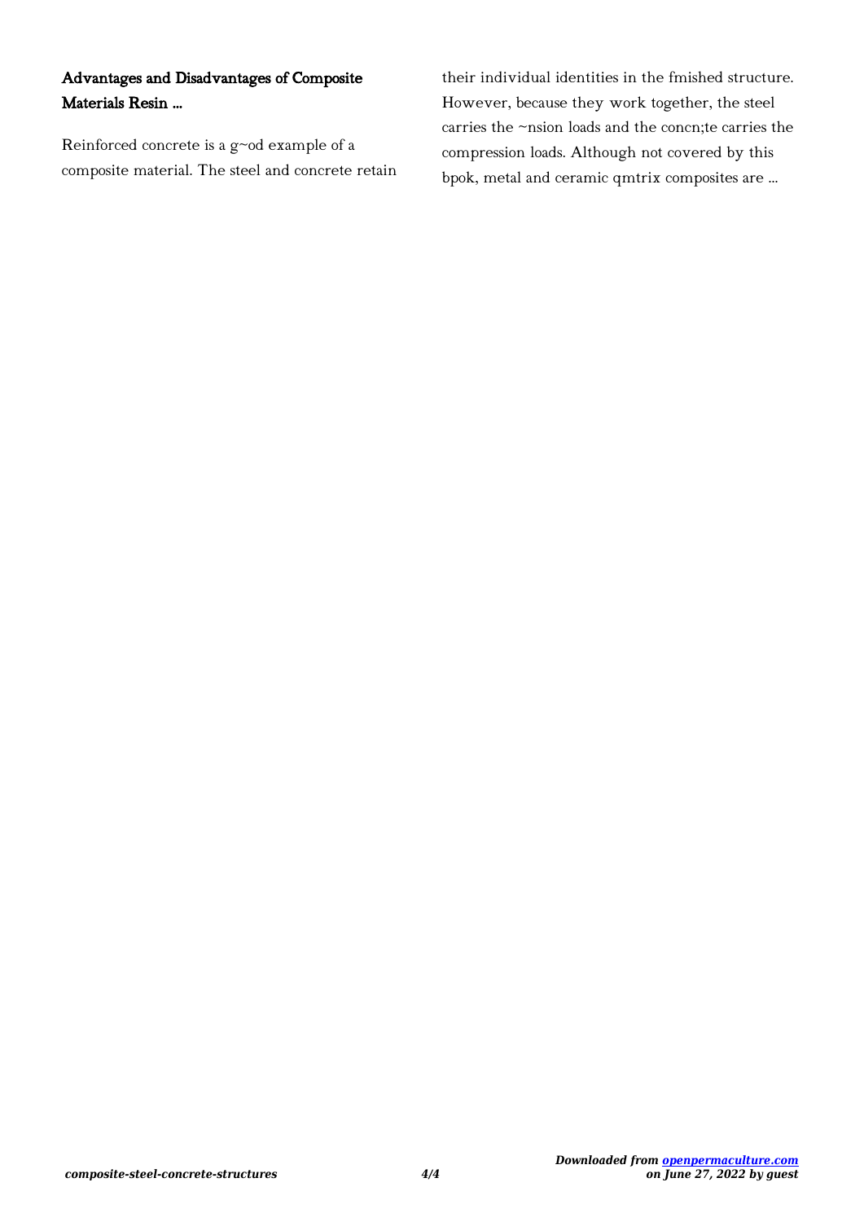### Advantages and Disadvantages of Composite Materials Resin ...

Reinforced concrete is a g~od example of a composite material. The steel and concrete retain their individual identities in the fmished structure. However, because they work together, the steel carries the ~nsion loads and the concn;te carries the compression loads. Although not covered by this bpok, metal and ceramic qmtrix composites are ...